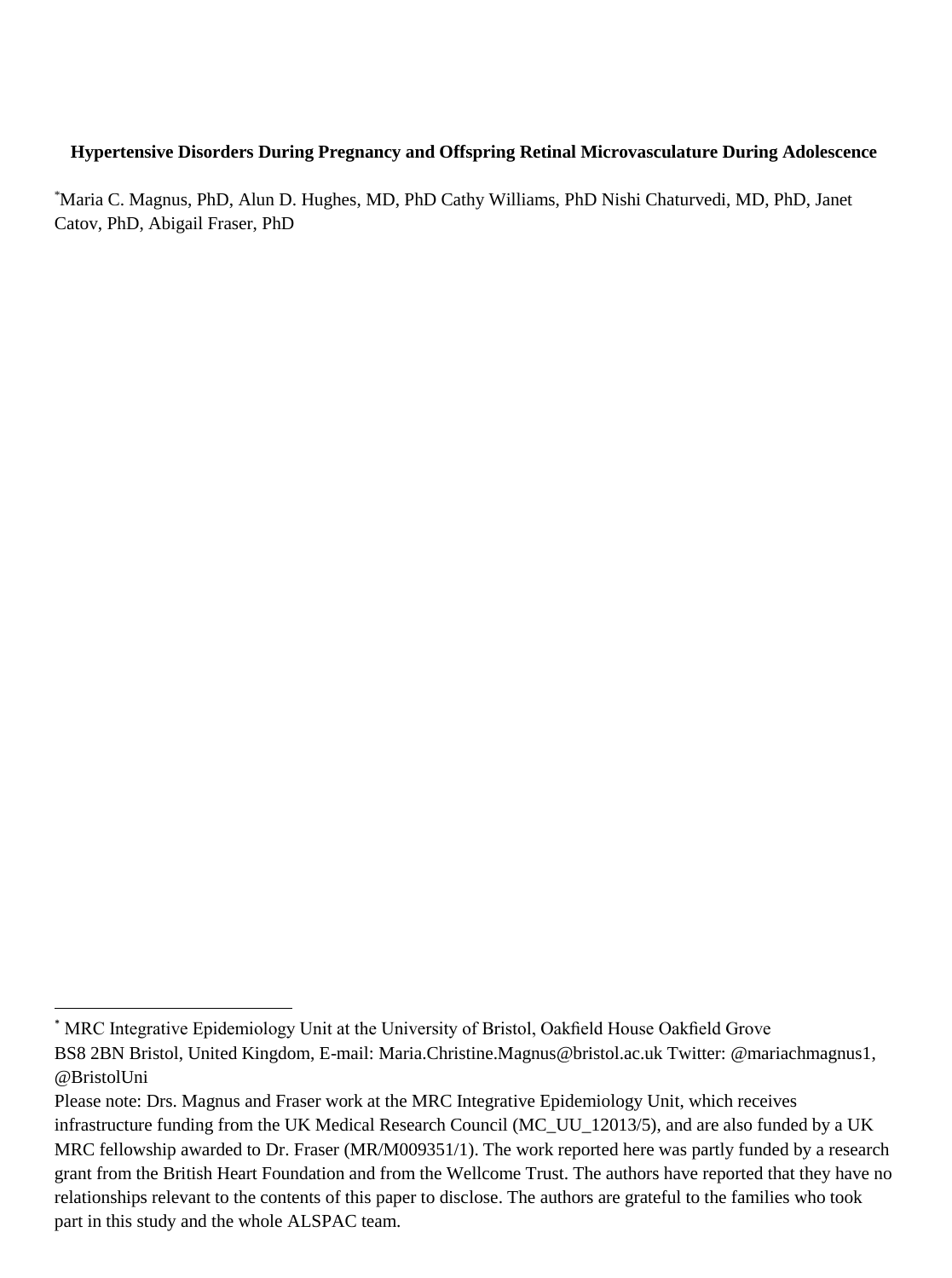**Hypertensive Disorders During Pregnancy and Offspring Retinal Microvasculature During Adolescence**

[*]Maria C. Magnus, PhD, Alun D. Hughes, MD, PhD Cathy Williams, PhD Nishi Chaturvedi, MD, PhD, Janet Catov, PhD, Abigail Fraser, PhD

---

[*] MRC Integrative Epidemiology Unit at the University of Bristol, Oakfield House Oakfield Grove BS8 2BN Bristol, United Kingdom, E-mail: Maria.Christine.Magnus@bristol.ac.uk Twitter: @mariachmagnus1, @BristolUni

Please note: Drs. Magnus and Fraser work at the MRC Integrative Epidemiology Unit, which receives infrastructure funding from the UK Medical Research Council (MC_UU_12013/5), and are also funded by a UK MRC fellowship awarded to Dr. Fraser (MR/M009351/1). The work reported here was partly funded by a research grant from the British Heart Foundation and from the Wellcome Trust. The authors have reported that they have no relationships relevant to the contents of this paper to disclose. The authors are grateful to the families who took part in this study and the whole ALSPAC team.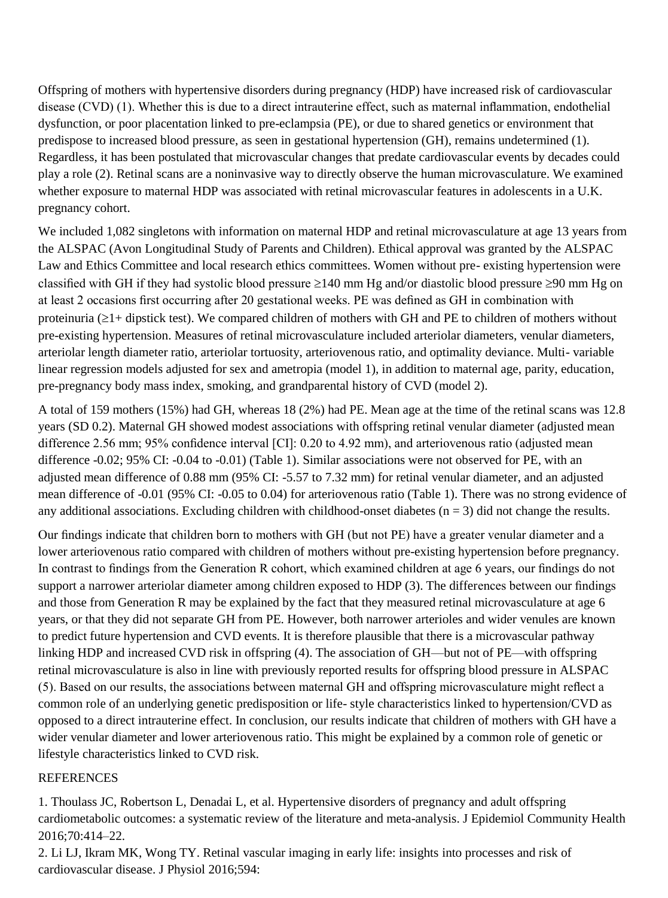Offspring of mothers with hypertensive disorders during pregnancy (HDP) have increased risk of cardiovascular disease (CVD) (1). Whether this is due to a direct intrauterine effect, such as maternal inflammation, endothelial dysfunction, or poor placentation linked to pre-eclampsia (PE), or due to shared genetics or environment that predispose to increased blood pressure, as seen in gestational hypertension (GH), remains undetermined (1). Regardless, it has been postulated that microvascular changes that predate cardiovascular events by decades could play a role (2). Retinal scans are a noninvasive way to directly observe the human microvasculature. We examined whether exposure to maternal HDP was associated with retinal microvascular features in adolescents in a U.K. pregnancy cohort.

We included 1,082 singletons with information on maternal HDP and retinal microvasculature at age 13 years from the ALSPAC (Avon Longitudinal Study of Parents and Children). Ethical approval was granted by the ALSPAC Law and Ethics Committee and local research ethics committees. Women without pre- existing hypertension were classified with GH if they had systolic blood pressure ≥140 mm Hg and/or diastolic blood pressure ≥90 mm Hg on at least 2 occasions first occurring after 20 gestational weeks. PE was defined as GH in combination with proteinuria (≥1+ dipstick test). We compared children of mothers with GH and PE to children of mothers without pre-existing hypertension. Measures of retinal microvasculature included arteriolar diameters, venular diameters, arteriolar length diameter ratio, arteriolar tortuosity, arteriovenous ratio, and optimality deviance. Multi- variable linear regression models adjusted for sex and ametropia (model 1), in addition to maternal age, parity, education, pre-pregnancy body mass index, smoking, and grandparental history of CVD (model 2).

A total of 159 mothers (15%) had GH, whereas 18 (2%) had PE. Mean age at the time of the retinal scans was 12.8 years (SD 0.2). Maternal GH showed modest associations with offspring retinal venular diameter (adjusted mean difference 2.56 mm; 95% confidence interval [CI]: 0.20 to 4.92 mm), and arteriovenous ratio (adjusted mean difference -0.02; 95% CI: -0.04 to -0.01) (Table 1). Similar associations were not observed for PE, with an adjusted mean difference of 0.88 mm (95% CI: -5.57 to 7.32 mm) for retinal venular diameter, and an adjusted mean difference of -0.01 (95% CI: -0.05 to 0.04) for arteriovenous ratio (Table 1). There was no strong evidence of any additional associations. Excluding children with childhood-onset diabetes (n = 3) did not change the results.

Our findings indicate that children born to mothers with GH (but not PE) have a greater venular diameter and a lower arteriovenous ratio compared with children of mothers without pre-existing hypertension before pregnancy. In contrast to findings from the Generation R cohort, which examined children at age 6 years, our findings do not support a narrower arteriolar diameter among children exposed to HDP (3). The differences between our findings and those from Generation R may be explained by the fact that they measured retinal microvasculature at age 6 years, or that they did not separate GH from PE. However, both narrower arterioles and wider venules are known to predict future hypertension and CVD events. It is therefore plausible that there is a microvascular pathway linking HDP and increased CVD risk in offspring (4). The association of GH—but not of PE—with offspring retinal microvasculature is also in line with previously reported results for offspring blood pressure in ALSPAC (5). Based on our results, the associations between maternal GH and offspring microvasculature might reflect a common role of an underlying genetic predisposition or life- style characteristics linked to hypertension/CVD as opposed to a direct intrauterine effect. In conclusion, our results indicate that children of mothers with GH have a wider venular diameter and lower arteriovenous ratio. This might be explained by a common role of genetic or lifestyle characteristics linked to CVD risk.

REFERENCES

1. Thoulass JC, Robertson L, Denadai L, et al. Hypertensive disorders of pregnancy and adult offspring cardiometabolic outcomes: a systematic review of the literature and meta-analysis. J Epidemiol Community Health 2016;70:414–22.
2. Li LJ, Ikram MK, Wong TY. Retinal vascular imaging in early life: insights into processes and risk of cardiovascular disease. J Physiol 2016;594: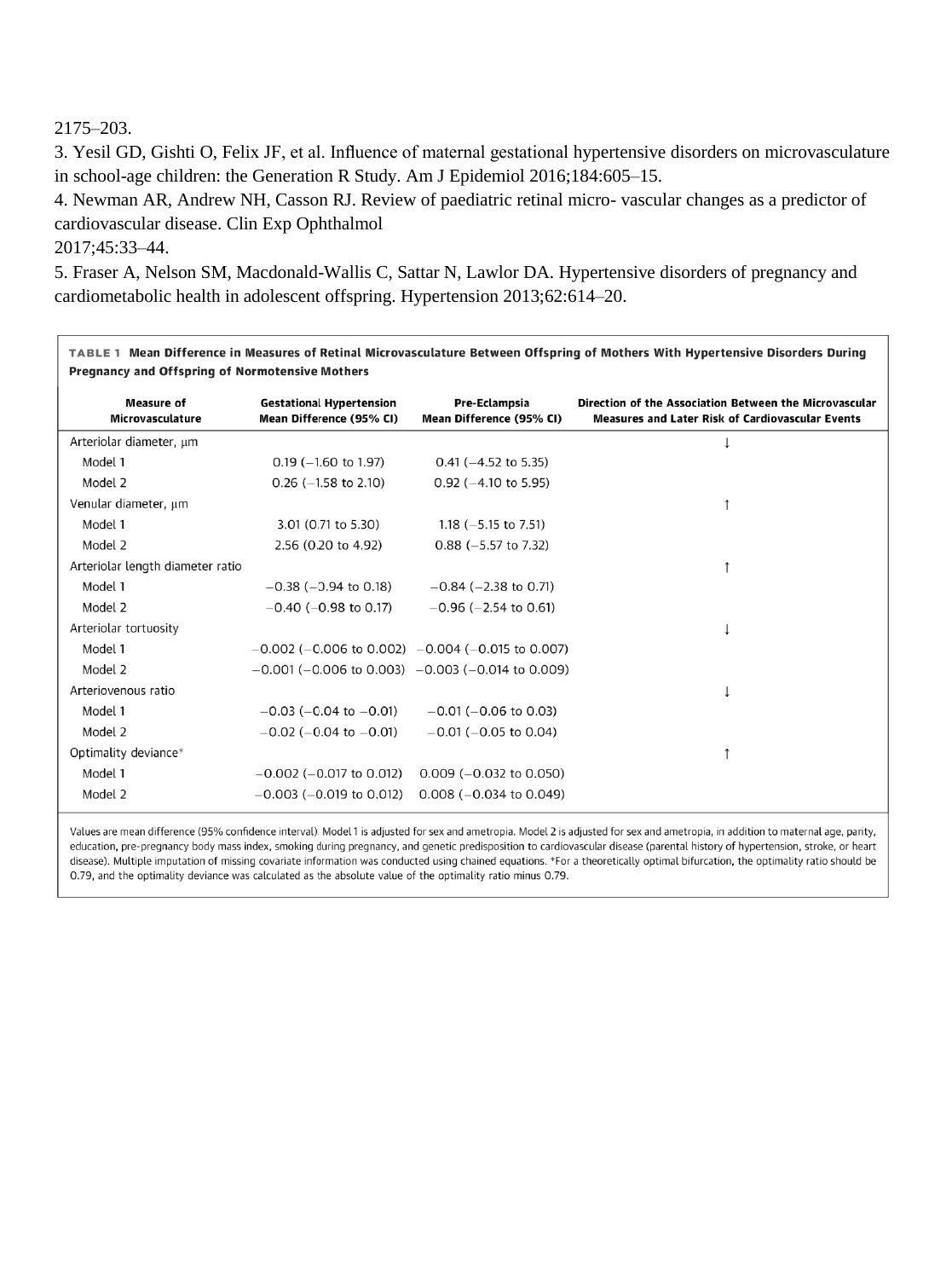2175–203.

3. Yesil GD, Gishti O, Felix JF, et al. Influence of maternal gestational hypertensive disorders on microvasculature in school-age children: the Generation R Study. Am J Epidemiol 2016;184:605–15.

4. Newman AR, Andrew NH, Casson RJ. Review of paediatric retinal micro- vascular changes as a predictor of cardiovascular disease. Clin Exp Ophthalmol 2017;45:33–44.

5. Fraser A, Nelson SM, Macdonald-Wallis C, Sattar N, Lawlor DA. Hypertensive disorders of pregnancy and cardiometabolic health in adolescent offspring. Hypertension 2013;62:614–20.

**TABLE 1 Mean Difference in Measures of Retinal Microvasculature Between Offspring of Mothers With Hypertensive Disorders During Pregnancy and Offspring of Normotensive Mothers**

| Measure of Microvasculature | Gestational Hypertension Mean Difference (95% CI) | Pre-Eclampsia Mean Difference (95% CI) | Direction of the Association Between the Microvascular Measures and Later Risk of Cardiovascular Events |
|---|---|---|---|
| Arteriolar diameter, µm | | | ↓ |
| Model 1 | 0.19 (−1.60 to 1.97) | 0.41 (−4.52 to 5.35) | |
| Model 2 | 0.26 (−1.58 to 2.10) | 0.92 (−4.10 to 5.95) | |
| Venular diameter, µm | | | ↑ |
| Model 1 | 3.01 (0.71 to 5.30) | 1.18 (−5.15 to 7.51) | |
| Model 2 | 2.56 (0.20 to 4.92) | 0.88 (−5.57 to 7.32) | |
| Arteriolar length diameter ratio | | | ↑ |
| Model 1 | −0.38 (−0.94 to 0.18) | −0.84 (−2.38 to 0.71) | |
| Model 2 | −0.40 (−0.98 to 0.17) | −0.96 (−2.54 to 0.61) | |
| Arteriolar tortuosity | | | ↓ |
| Model 1 | −0.002 (−0.006 to 0.002) | −0.004 (−0.015 to 0.007) | |
| Model 2 | −0.001 (−0.006 to 0.003) | −0.003 (−0.014 to 0.009) | |
| Arteriovenous ratio | | | ↓ |
| Model 1 | −0.03 (−0.04 to −0.01) | −0.01 (−0.06 to 0.03) | |
| Model 2 | −0.02 (−0.04 to −0.01) | −0.01 (−0.05 to 0.04) | |
| Optimality deviance* | | | ↑ |
| Model 1 | −0.002 (−0.017 to 0.012) | 0.009 (−0.032 to 0.050) | |
| Model 2 | −0.003 (−0.019 to 0.012) | 0.008 (−0.034 to 0.049) | |

Values are mean difference (95% confidence interval). Model 1 is adjusted for sex and ametropia. Model 2 is adjusted for sex and ametropia, in addition to maternal age, parity, education, pre-pregnancy body mass index, smoking during pregnancy, and genetic predisposition to cardiovascular disease (parental history of hypertension, stroke, or heart disease). Multiple imputation of missing covariate information was conducted using chained equations. *For a theoretically optimal bifurcation, the optimality ratio should be 0.79, and the optimality deviance was calculated as the absolute value of the optimality ratio minus 0.79.